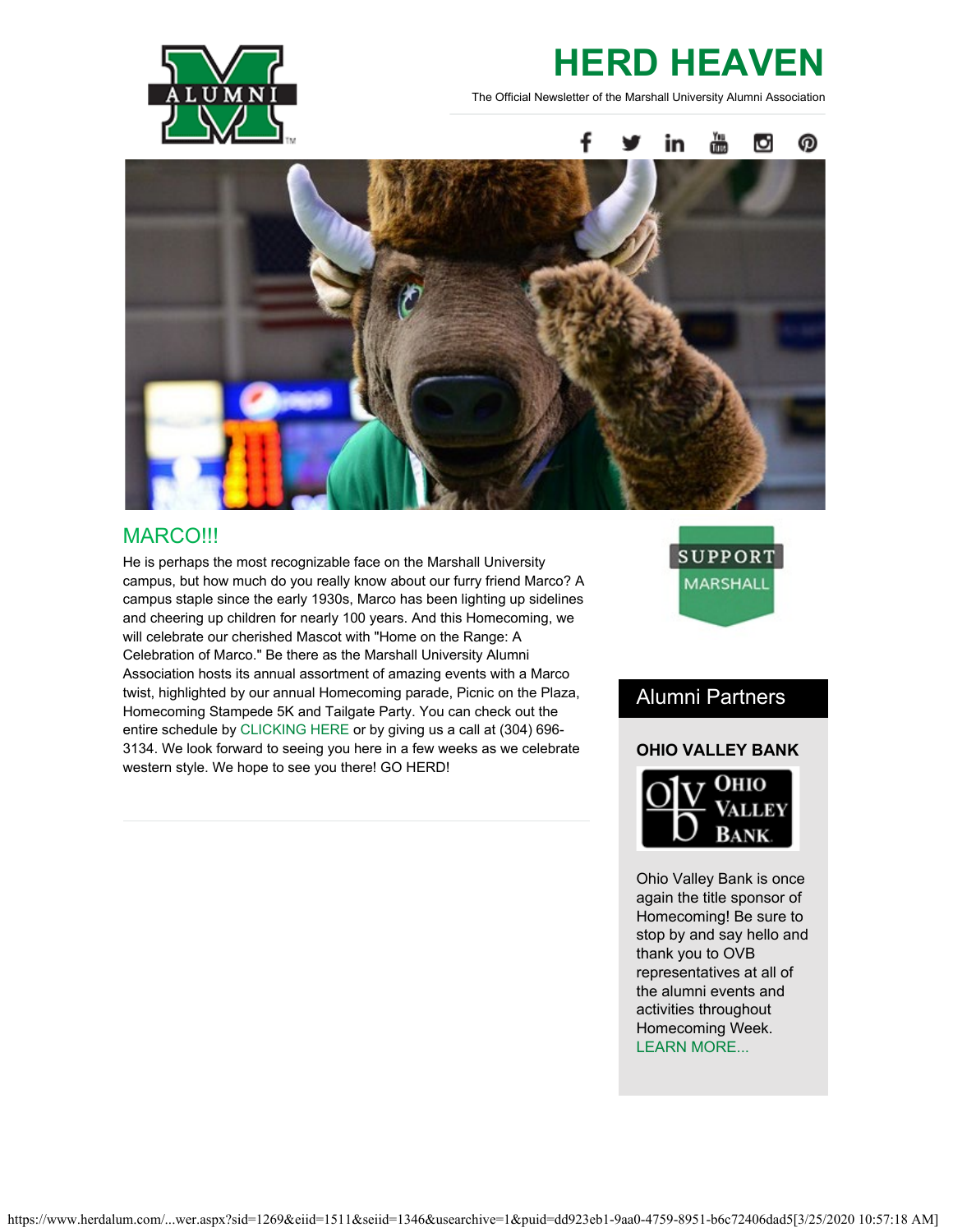# HERD HEAVEN

The Official Newsletter of the Marshall University Alumni Association

## MARCO!!!

He is perhaps the most recognizable face on the Marshall University campus, but how much do you really know about our furry friend Marco? A campus staple since the early 1930s, Marco has been lighting up sidelines and cheering up children for nearly 100 years. And this Homecoming, we will celebrate our cherished Mascot with "Home on the Range: A Celebration of Marco." Be there as the Marshall University Alumni Association hosts its annual assortment of amazing events with a Marco twist, highlighted by our annual Homecoming parade, Picnic on the Plaza, Homecoming Stampede 5K and Tailgate Party. You can check out the entire schedule by CLICKING HERE or by giving us a call at (304) 696-3134. We look forward to seeing you here in a few weeks as we celebrate western style. We hope to see you there! GO HERD!

SUPPORT MARSHALL

## Alumni Partners

### OHIO VALLEY BANK

Ohio Valley Bank is once again the title sponsor of Homecoming! Be sure to stop by and say hello and thank you to OVB representatives at all of the alumni events and activities throughout Homecoming Week. LEARN MORE...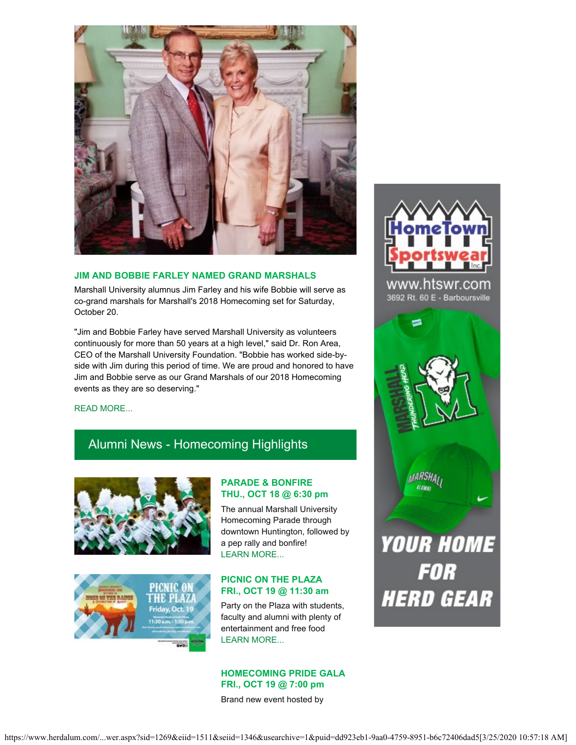## JIM AND BOBBIE FARLEY NAMED GRAND MARSHALS

Marshall University alumnus Jim Farley and his wife Bobbie will serve as co-grand marshals for Marshall's 2018 Homecoming set for Saturday, October 20.

"Jim and Bobbie Farley have served Marshall University as volunteers continuously for more than 50 years at a high level," said Dr. Ron Area, CEO of the Marshall University Foundation. "Bobbie has worked side-by-side with Jim during this period of time. We are proud and honored to have Jim and Bobbie serve as our Grand Marshals of our 2018 Homecoming events as they are so deserving."

READ MORE...

## Alumni News - Homecoming Highlights

### PARADE & BONFIRE
### THU., OCT 18 @ 6:30 pm

The annual Marshall University Homecoming Parade through downtown Huntington, followed by a pep rally and bonfire!
LEARN MORE...

### PICNIC ON THE PLAZA
### FRI., OCT 19 @ 11:30 am

Party on the Plaza with students, faculty and alumni with plenty of entertainment and free food
LEARN MORE...

### HOMECOMING PRIDE GALA
### FRI., OCT 19 @ 7:00 pm

Brand new event hosted by

HomeTown Sportswear Inc.
www.htswr.com
3692 Rt. 60 E - Barboursville

YOUR HOME FOR HERD GEAR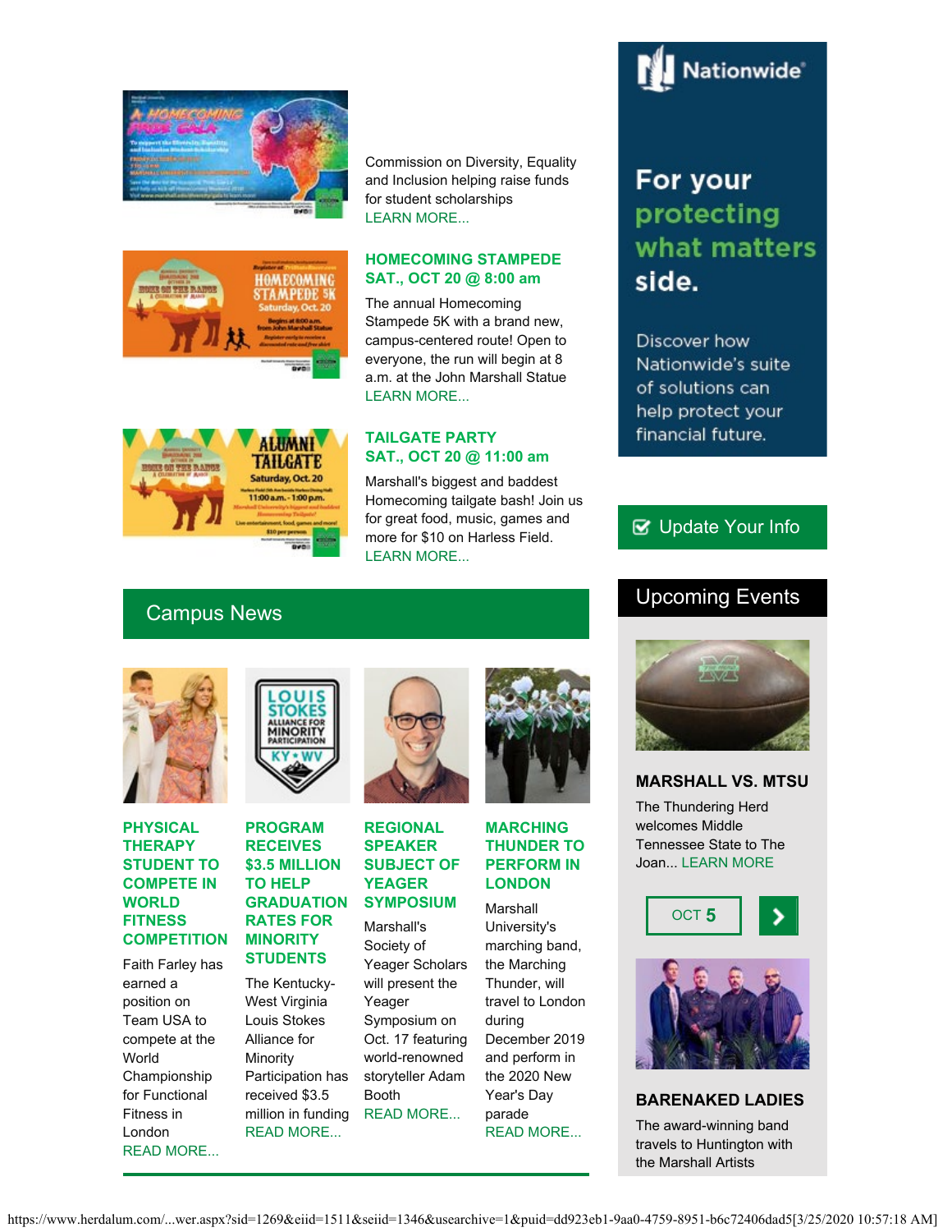Commission on Diversity, Equality and Inclusion helping raise funds for student scholarships
LEARN MORE...

**HOMECOMING STAMPEDE**
**SAT., OCT 20 @ 8:00 am**

The annual Homecoming Stampede 5K with a brand new, campus-centered route! Open to everyone, the run will begin at 8 a.m. at the John Marshall Statue
LEARN MORE...

**TAILGATE PARTY**
**SAT., OCT 20 @ 11:00 am**

Marshall's biggest and baddest Homecoming tailgate bash! Join us for great food, music, games and more for $10 on Harless Field.
LEARN MORE...

## Campus News

### PHYSICAL THERAPY STUDENT TO COMPETE IN WORLD FITNESS COMPETITION

Faith Farley has earned a position on Team USA to compete at the World Championship for Functional Fitness in London
READ MORE...

### PROGRAM RECEIVES $3.5 MILLION TO HELP GRADUATION RATES FOR MINORITY STUDENTS

The Kentucky-West Virginia Louis Stokes Alliance for Minority Participation has received $3.5 million in funding
READ MORE...

### REGIONAL SPEAKER SUBJECT OF YEAGER SYMPOSIUM

Marshall's Society of Yeager Scholars will present the Yeager Symposium on Oct. 17 featuring world-renowned storyteller Adam Booth
READ MORE...

### MARCHING THUNDER TO PERFORM IN LONDON

Marshall University's marching band, the Marching Thunder, will travel to London during December 2019 and perform in the 2020 New Year's Day parade
READ MORE...

Nationwide®

For your protecting what matters side.

Discover how Nationwide's suite of solutions can help protect your financial future.

Update Your Info

## Upcoming Events

### MARSHALL VS. MTSU

The Thundering Herd welcomes Middle Tennessee State to The Joan... LEARN MORE

OCT 5

### BARENAKED LADIES

The award-winning band travels to Huntington with the Marshall Artists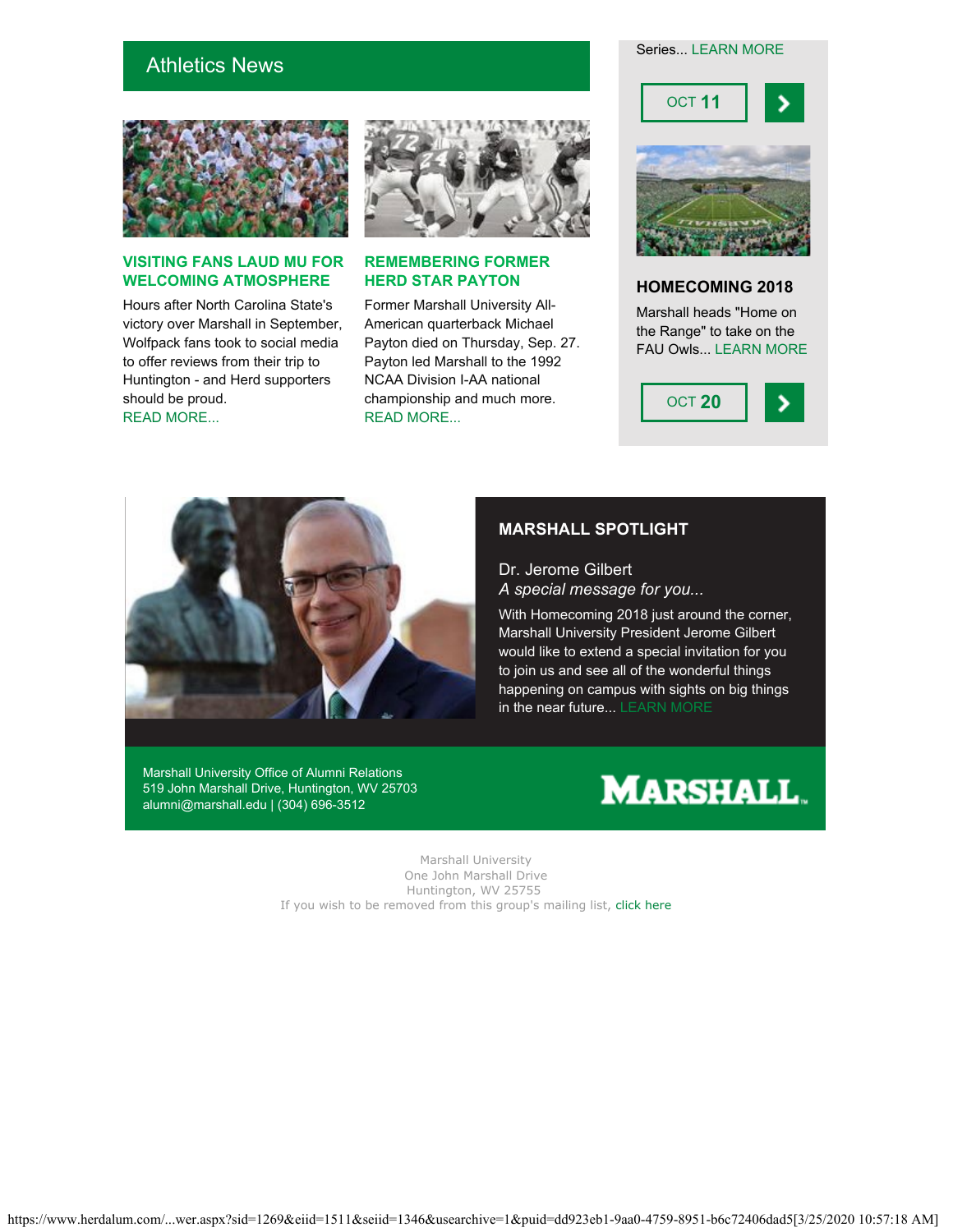## Athletics News

### VISITING FANS LAUD MU FOR WELCOMING ATMOSPHERE

Hours after North Carolina State's victory over Marshall in September, Wolfpack fans took to social media to offer reviews from their trip to Huntington - and Herd supporters should be proud.
READ MORE...

### REMEMBERING FORMER HERD STAR PAYTON

Former Marshall University All-American quarterback Michael Payton died on Thursday, Sep. 27. Payton led Marshall to the 1992 NCAA Division I-AA national championship and much more.
READ MORE...

Series... LEARN MORE

OCT **11**

### HOMECOMING 2018

Marshall heads "Home on the Range" to take on the FAU Owls... LEARN MORE

OCT **20**

## MARSHALL SPOTLIGHT

Dr. Jerome Gilbert
*A special message for you...*

With Homecoming 2018 just around the corner, Marshall University President Jerome Gilbert would like to extend a special invitation for you to join us and see all of the wonderful things happening on campus with sights on big things in the near future... LEARN MORE

Marshall University Office of Alumni Relations
519 John Marshall Drive, Huntington, WV 25703
alumni@marshall.edu | (304) 696-3512

MARSHALL

Marshall University
One John Marshall Drive
Huntington, WV 25755
If you wish to be removed from this group's mailing list, click here